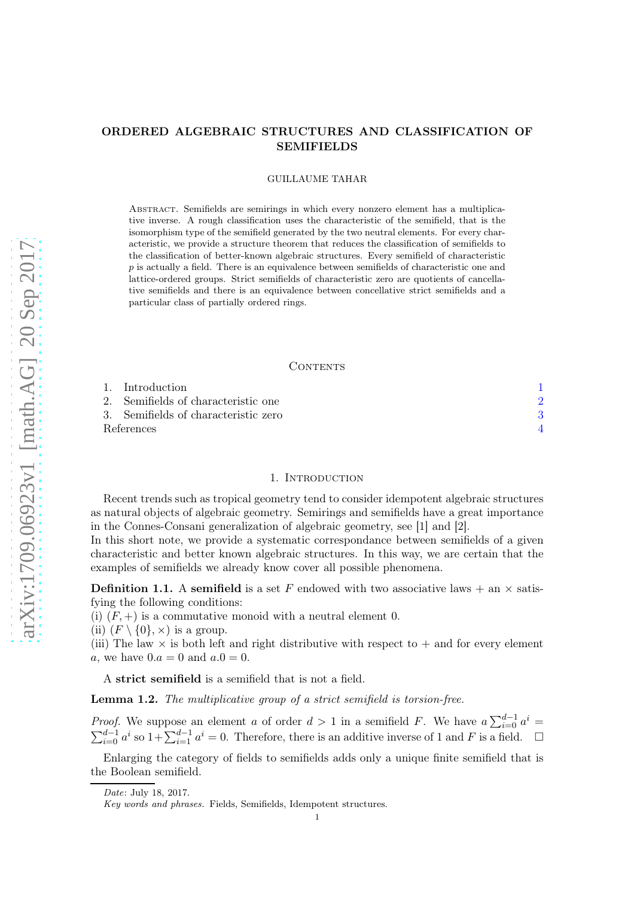# ORDERED ALGEBRAIC STRUCTURES AND CLASSIFICATION OF SEMIFIELDS

GUILLAUME TAHAR

Abstract. Semifields are semirings in which every nonzero element has a multiplicative inverse. A rough classification uses the characteristic of the semifield, that is the isomorphism type of the semifield generated by the two neutral elements. For every characteristic, we provide a structure theorem that reduces the classification of semifields to the classification of better-known algebraic structures. Every semifield of characteristic $p$ is actually a field. There is an equivalence between semifields of characteristic one and lattice-ordered groups. Strict semifields of characteristic zero are quotients of cancellative semifields and there is an equivalence between concellative strict semifields and a particular class of partially ordered rings.

## Contents

1. Introduction 1
2. Semifields of characteristic one 2
3. Semifields of characteristic zero 3

References 4

## 1. Introduction

Recent trends such as tropical geometry tend to consider idempotent algebraic structures as natural objects of algebraic geometry. Semirings and semifields have a great importance in the Connes-Consani generalization of algebraic geometry, see [1] and [2].
In this short note, we provide a systematic correspondance between semifields of a given characteristic and better known algebraic structures. In this way, we are certain that the examples of semifields we already know cover all possible phenomena.

**Definition 1.1.** A **semifield** is a set $F$ endowed with two associative laws $+$ an $\times$ satisfying the following conditions:
(i) $(F,+)$ is a commutative monoid with a neutral element $0$.
(ii) $(F \setminus \{0\}, \times)$ is a group.
(iii) The law $\times$ is both left and right distributive with respect to $+$ and for every element $a$, we have $0.a = 0$ and $a.0 = 0$.

A **strict semifield** is a semifield that is not a field.

**Lemma 1.2.** *The multiplicative group of a strict semifield is torsion-free.*

*Proof.* We suppose an element $a$ of order $d > 1$ in a semifield $F$. We have $a\sum_{i=0}^{d-1} a^i = \sum_{i=0}^{d-1} a^i$ so $1+\sum_{i=1}^{d-1} a^i = 0$. Therefore, there is an additive inverse of $1$ and $F$ is a field. $\square$

Enlarging the category of fields to semifields adds only a unique finite semifield that is the Boolean semifield.

*Date*: July 18, 2017.

*Key words and phrases.* Fields, Semifields, Idempotent structures.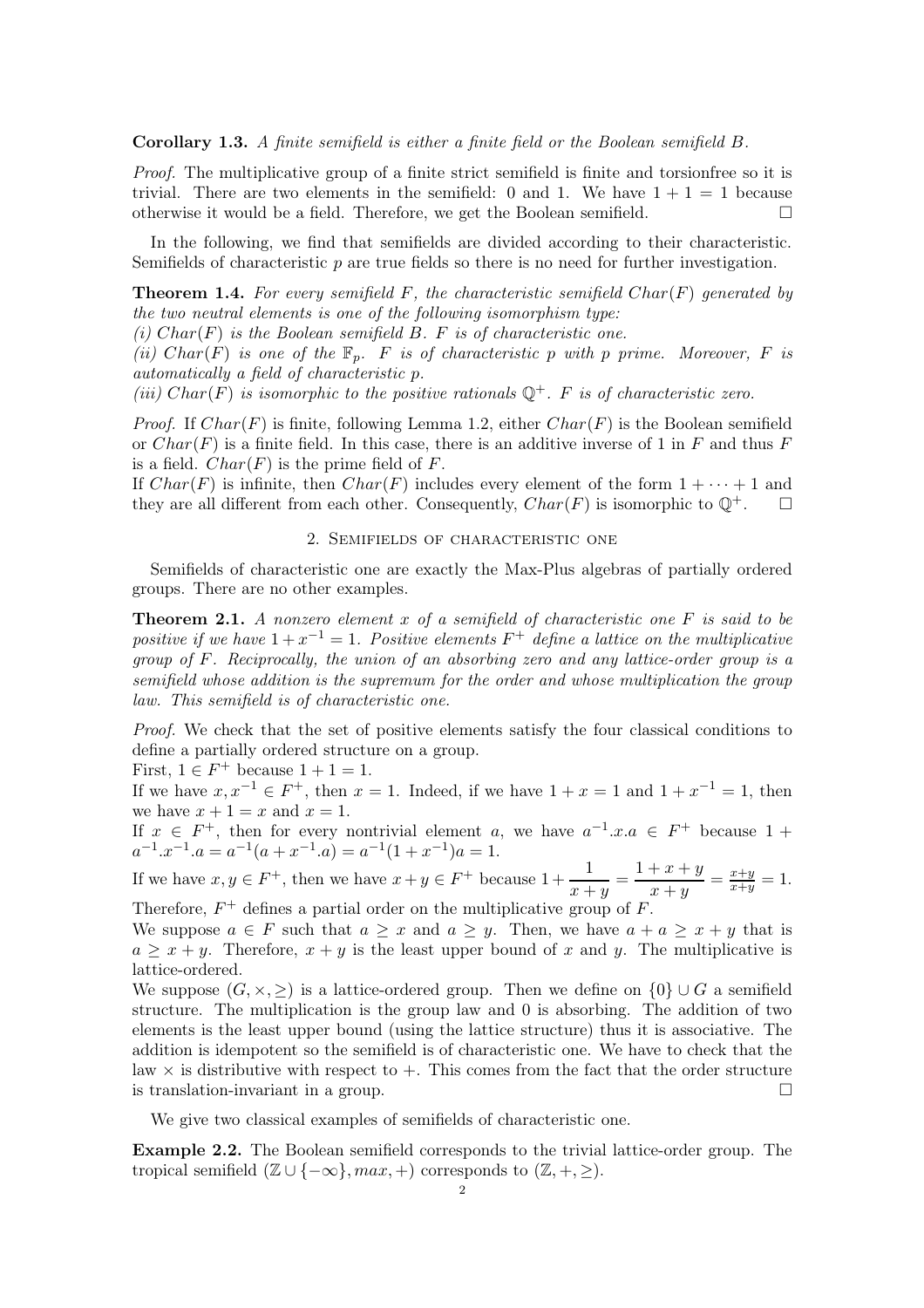**Corollary 1.3.** *A finite semifield is either a finite field or the Boolean semifield $B$.*

*Proof.* The multiplicative group of a finite strict semifield is finite and torsionfree so it is trivial. There are two elements in the semifield: 0 and 1. We have $1 + 1 = 1$ because otherwise it would be a field. Therefore, we get the Boolean semifield. $\square$

In the following, we find that semifields are divided according to their characteristic. Semifields of characteristic $p$ are true fields so there is no need for further investigation.

**Theorem 1.4.** *For every semifield $F$, the characteristic semifield $Char(F)$ generated by the two neutral elements is one of the following isomorphism type:*
*(i) $Char(F)$ is the Boolean semifield $B$. $F$ is of characteristic one.*
*(ii) $Char(F)$ is one of the $\mathbb{F}_p$. $F$ is of characteristic $p$ with $p$ prime. Moreover, $F$ is automatically a field of characteristic $p$.*
*(iii) $Char(F)$ is isomorphic to the positive rationals $\mathbb{Q}^+$. $F$ is of characteristic zero.*

*Proof.* If $Char(F)$ is finite, following Lemma 1.2, either $Char(F)$ is the Boolean semifield or $Char(F)$ is a finite field. In this case, there is an additive inverse of 1 in $F$ and thus $F$ is a field. $Char(F)$ is the prime field of $F$.
If $Char(F)$ is infinite, then $Char(F)$ includes every element of the form $1 + \cdots + 1$ and they are all different from each other. Consequently, $Char(F)$ is isomorphic to $\mathbb{Q}^+$. $\square$

## 2. Semifields of characteristic one

Semifields of characteristic one are exactly the Max-Plus algebras of partially ordered groups. There are no other examples.

**Theorem 2.1.** *A nonzero element $x$ of a semifield of characteristic one $F$ is said to be positive if we have $1 + x^{-1} = 1$. Positive elements $F^+$ define a lattice on the multiplicative group of $F$. Reciprocally, the union of an absorbing zero and any lattice-order group is a semifield whose addition is the supremum for the order and whose multiplication the group law. This semifield is of characteristic one.*

*Proof.* We check that the set of positive elements satisfy the four classical conditions to define a partially ordered structure on a group.
First, $1 \in F^+$ because $1 + 1 = 1$.
If we have $x, x^{-1} \in F^+$, then $x = 1$. Indeed, if we have $1 + x = 1$ and $1 + x^{-1} = 1$, then we have $x + 1 = x$ and $x = 1$.
If $x \in F^+$, then for every nontrivial element $a$, we have $a^{-1}.x.a \in F^+$ because $1 + a^{-1}.x^{-1}.a = a^{-1}(a + x^{-1}.a) = a^{-1}(1 + x^{-1})a = 1$.
If we have $x, y \in F^+$, then we have $x + y \in F^+$ because $1 + \dfrac{1}{x+y} = \dfrac{1+x+y}{x+y} = \frac{x+y}{x+y} = 1$.
Therefore, $F^+$ defines a partial order on the multiplicative group of $F$.
We suppose $a \in F$ such that $a \geq x$ and $a \geq y$. Then, we have $a + a \geq x + y$ that is $a \geq x + y$. Therefore, $x + y$ is the least upper bound of $x$ and $y$. The multiplicative is lattice-ordered.
We suppose $(G, \times, \geq)$ is a lattice-ordered group. Then we define on $\{0\} \cup G$ a semifield structure. The multiplication is the group law and 0 is absorbing. The addition of two elements is the least upper bound (using the lattice structure) thus it is associative. The addition is idempotent so the semifield is of characteristic one. We have to check that the law $\times$ is distributive with respect to $+$. This comes from the fact that the order structure is translation-invariant in a group. $\square$

We give two classical examples of semifields of characteristic one.

**Example 2.2.** The Boolean semifield corresponds to the trivial lattice-order group. The tropical semifield $(\mathbb{Z} \cup \{-\infty\}, max, +)$ corresponds to $(\mathbb{Z}, +, \geq)$.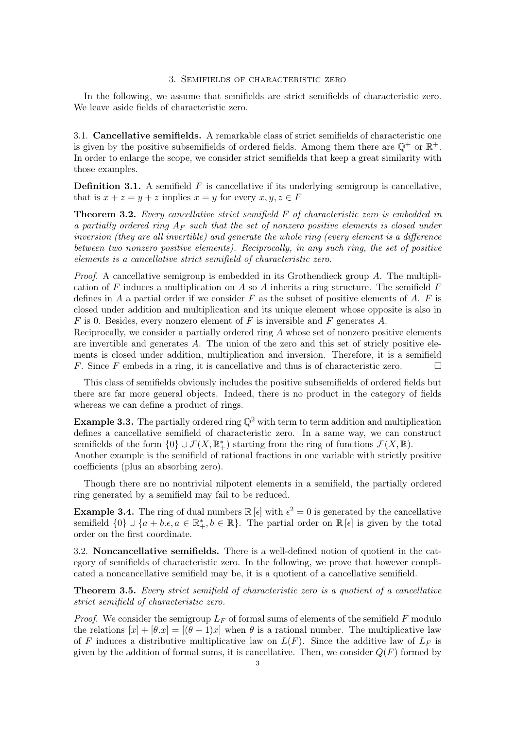## 3. Semifields of characteristic zero

In the following, we assume that semifields are strict semifields of characteristic zero. We leave aside fields of characteristic zero.

### 3.1. Cancellative semifields.

A remarkable class of strict semifields of characteristic one is given by the positive subsemifields of ordered fields. Among them there are $\mathbb{Q}^+$ or $\mathbb{R}^+$. In order to enlarge the scope, we consider strict semifields that keep a great similarity with those examples.

**Definition 3.1.** A semifield $F$ is cancellative if its underlying semigroup is cancellative, that is $x+z=y+z$ implies $x=y$ for every $x,y,z\in F$

**Theorem 3.2.** *Every cancellative strict semifield $F$ of characteristic zero is embedded in a partially ordered ring $A_F$ such that the set of nonzero positive elements is closed under inversion (they are all invertible) and generate the whole ring (every element is a difference between two nonzero positive elements). Reciprocally, in any such ring, the set of positive elements is a cancellative strict semifield of characteristic zero.*

*Proof.* A cancellative semigroup is embedded in its Grothendieck group $A$. The multiplication of $F$ induces a multiplication on $A$ so $A$ inherits a ring structure. The semifield $F$ defines in $A$ a partial order if we consider $F$ as the subset of positive elements of $A$. $F$ is closed under addition and multiplication and its unique element whose opposite is also in $F$ is 0. Besides, every nonzero element of $F$ is inversible and $F$ generates $A$.
Reciprocally, we consider a partially ordered ring $A$ whose set of nonzero positive elements are invertible and generates $A$. The union of the zero and this set of stricly positive elements is closed under addition, multiplication and inversion. Therefore, it is a semifield $F$. Since $F$ embeds in a ring, it is cancellative and thus is of characteristic zero. □

This class of semifields obviously includes the positive subsemifields of ordered fields but there are far more general objects. Indeed, there is no product in the category of fields whereas we can define a product of rings.

**Example 3.3.** The partially ordered ring $\mathbb{Q}^2$ with term to term addition and multiplication defines a cancellative semifield of characteristic zero. In a same way, we can construct semifields of the form $\{0\}\cup\mathcal{F}(X,\mathbb{R}_+^*)$ starting from the ring of functions $\mathcal{F}(X,\mathbb{R})$.
Another example is the semifield of rational fractions in one variable with strictly positive coefficients (plus an absorbing zero).

Though there are no nontrivial nilpotent elements in a semifield, the partially ordered ring generated by a semifield may fail to be reduced.

**Example 3.4.** The ring of dual numbers $\mathbb{R}[\epsilon]$ with $\epsilon^2=0$ is generated by the cancellative semifield $\{0\}\cup\{a+b.\epsilon, a\in\mathbb{R}_+^*, b\in\mathbb{R}\}$. The partial order on $\mathbb{R}[\epsilon]$ is given by the total order on the first coordinate.

### 3.2. Noncancellative semifields.

There is a well-defined notion of quotient in the category of semifields of characteristic zero. In the following, we prove that however complicated a noncancellative semifield may be, it is a quotient of a cancellative semifield.

**Theorem 3.5.** *Every strict semifield of characteristic zero is a quotient of a cancellative strict semifield of characteristic zero.*

*Proof.* We consider the semigroup $L_F$ of formal sums of elements of the semifield $F$ modulo the relations $[x]+[\theta.x]=[(\theta+1)x]$ when $\theta$ is a rational number. The multiplicative law of $F$ induces a distributive multiplicative law on $L(F)$. Since the additive law of $L_F$ is given by the addition of formal sums, it is cancellative. Then, we consider $Q(F)$ formed by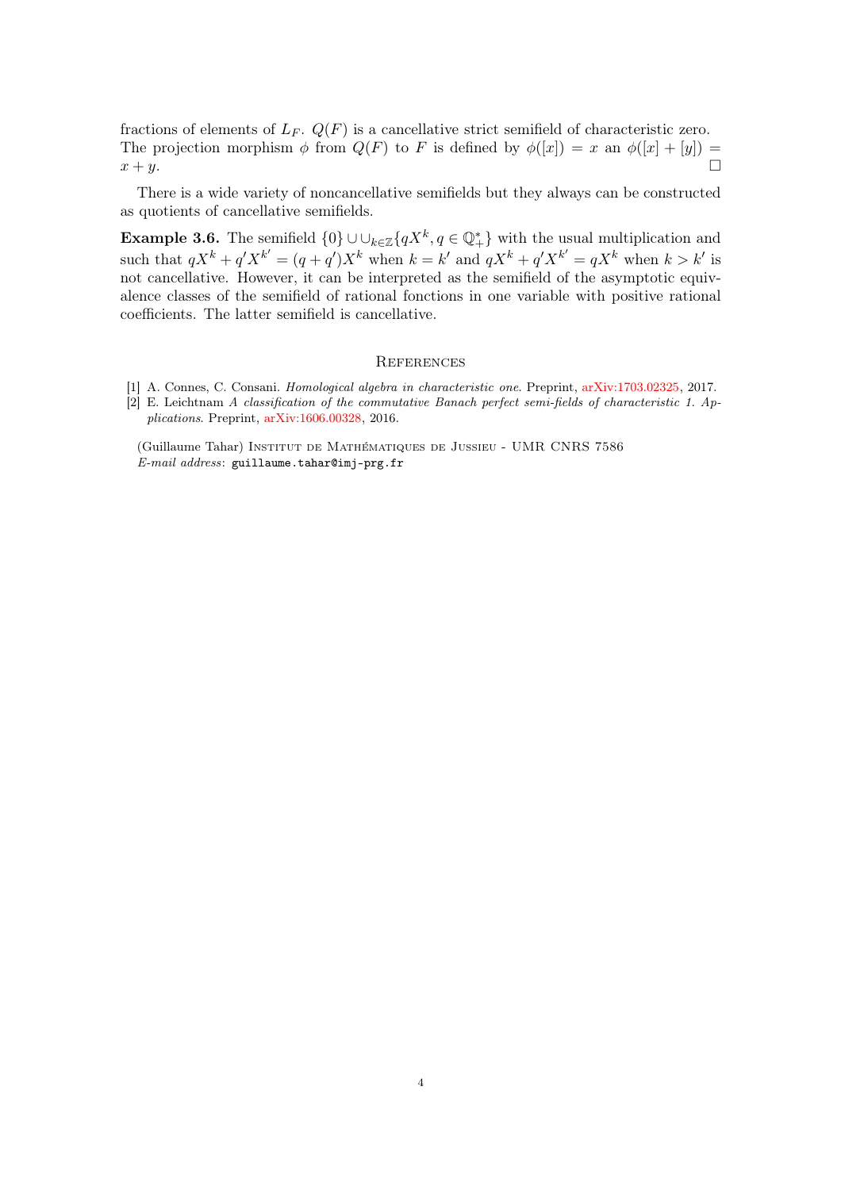fractions of elements of $L_F$. $Q(F)$ is a cancellative strict semifield of characteristic zero. The projection morphism $\phi$ from $Q(F)$ to $F$ is defined by $\phi([x]) = x$ an $\phi([x]+[y]) = x+y$. □

There is a wide variety of noncancellative semifields but they always can be constructed as quotients of cancellative semifields.

**Example 3.6.** The semifield $\{0\} \cup \cup_{k\in\mathbb{Z}}\{qX^k, q \in \mathbb{Q}_+^*\}$ with the usual multiplication and such that $qX^k + q'X^{k'} = (q+q')X^k$ when $k = k'$ and $qX^k + q'X^{k'} = qX^k$ when $k > k'$ is not cancellative. However, it can be interpreted as the semifield of the asymptotic equivalence classes of the semifield of rational fonctions in one variable with positive rational coefficients. The latter semifield is cancellative.

## References

[1] A. Connes, C. Consani. *Homological algebra in characteristic one*. Preprint, arXiv:1703.02325, 2017.

[2] E. Leichtnam *A classification of the commutative Banach perfect semi-fields of characteristic 1. Applications*. Preprint, arXiv:1606.00328, 2016.

(Guillaume Tahar) Institut de Mathématiques de Jussieu - UMR CNRS 7586
*E-mail address*: `guillaume.tahar@imj-prg.fr`